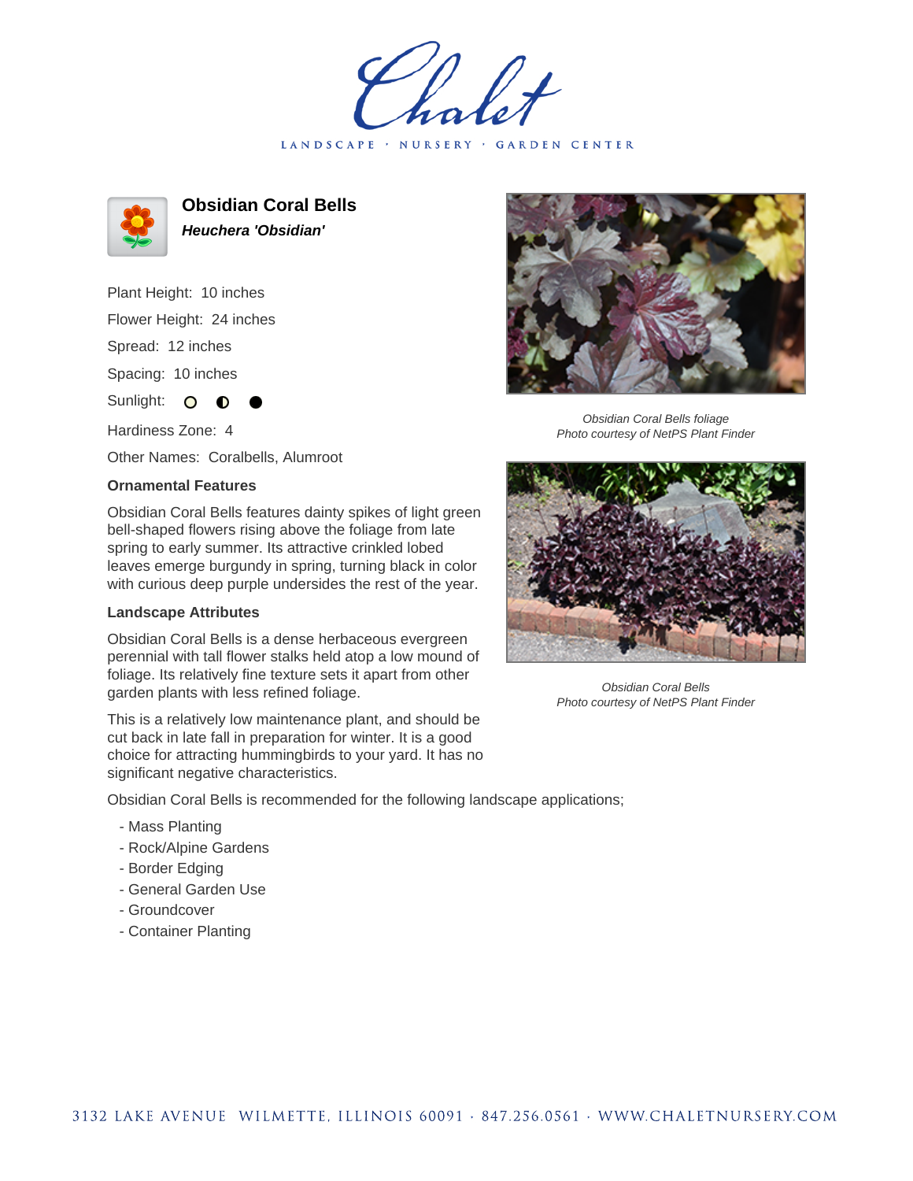# Obsidian Coral Bells

***Heuchera 'Obsidian'***

Plant Height: 10 inches

Flower Height: 24 inches

Spread: 12 inches

Spacing: 10 inches

Sunlight: ○ ◐ ●

Hardiness Zone: 4

Other Names: Coralbells, Alumroot

**Ornamental Features**

Obsidian Coral Bells features dainty spikes of light green bell-shaped flowers rising above the foliage from late spring to early summer. Its attractive crinkled lobed leaves emerge burgundy in spring, turning black in color with curious deep purple undersides the rest of the year.

**Landscape Attributes**

Obsidian Coral Bells is a dense herbaceous evergreen perennial with tall flower stalks held atop a low mound of foliage. Its relatively fine texture sets it apart from other garden plants with less refined foliage.

This is a relatively low maintenance plant, and should be cut back in late fall in preparation for winter. It is a good choice for attracting hummingbirds to your yard. It has no significant negative characteristics.

Obsidian Coral Bells is recommended for the following landscape applications;

- Mass Planting
- Rock/Alpine Gardens
- Border Edging
- General Garden Use
- Groundcover
- Container Planting

*Obsidian Coral Bells foliage*
*Photo courtesy of NetPS Plant Finder*

*Obsidian Coral Bells*
*Photo courtesy of NetPS Plant Finder*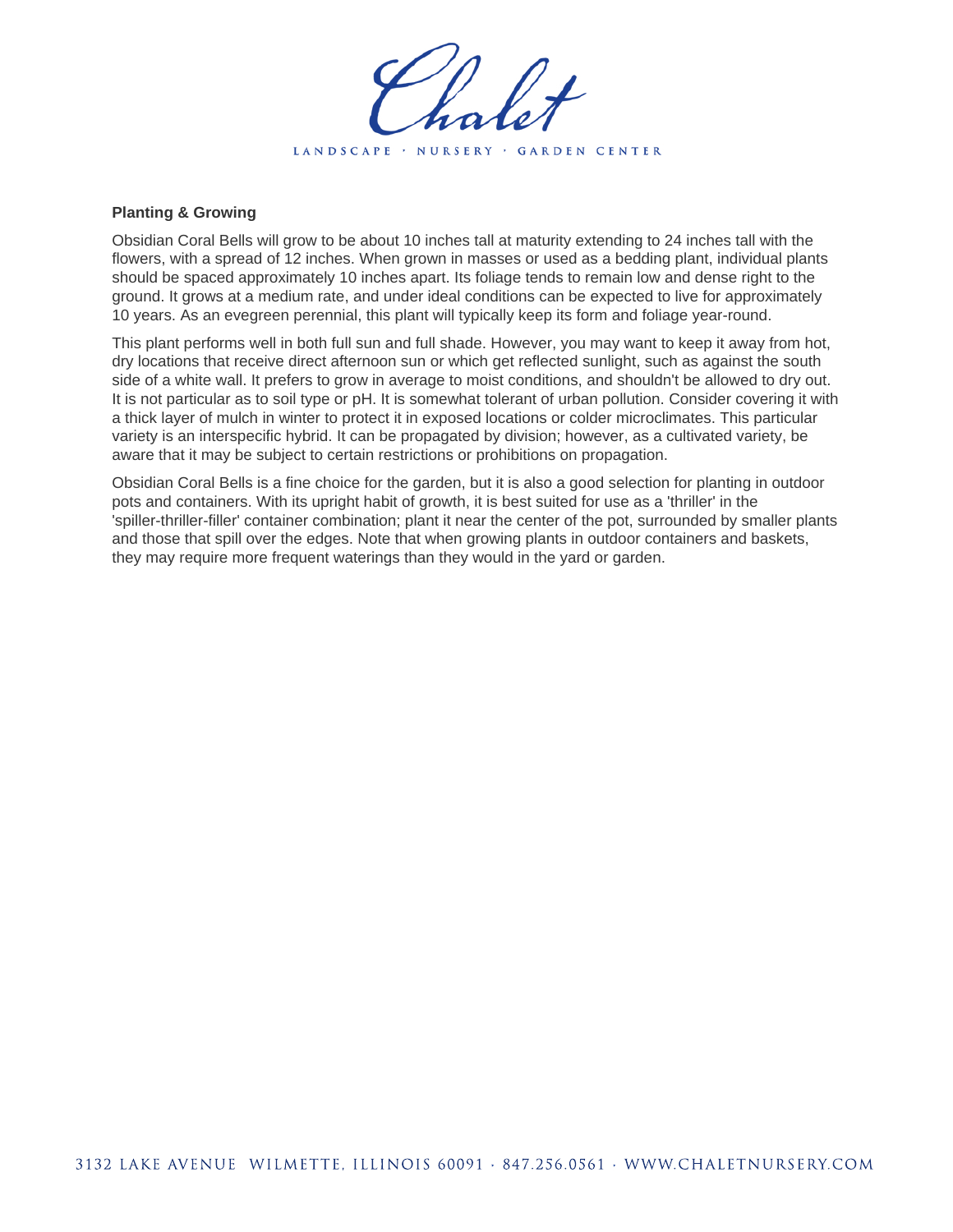### Planting & Growing

Obsidian Coral Bells will grow to be about 10 inches tall at maturity extending to 24 inches tall with the flowers, with a spread of 12 inches. When grown in masses or used as a bedding plant, individual plants should be spaced approximately 10 inches apart. Its foliage tends to remain low and dense right to the ground. It grows at a medium rate, and under ideal conditions can be expected to live for approximately 10 years. As an evegreen perennial, this plant will typically keep its form and foliage year-round.

This plant performs well in both full sun and full shade. However, you may want to keep it away from hot, dry locations that receive direct afternoon sun or which get reflected sunlight, such as against the south side of a white wall. It prefers to grow in average to moist conditions, and shouldn't be allowed to dry out. It is not particular as to soil type or pH. It is somewhat tolerant of urban pollution. Consider covering it with a thick layer of mulch in winter to protect it in exposed locations or colder microclimates. This particular variety is an interspecific hybrid. It can be propagated by division; however, as a cultivated variety, be aware that it may be subject to certain restrictions or prohibitions on propagation.

Obsidian Coral Bells is a fine choice for the garden, but it is also a good selection for planting in outdoor pots and containers. With its upright habit of growth, it is best suited for use as a 'thriller' in the 'spiller-thriller-filler' container combination; plant it near the center of the pot, surrounded by smaller plants and those that spill over the edges. Note that when growing plants in outdoor containers and baskets, they may require more frequent waterings than they would in the yard or garden.